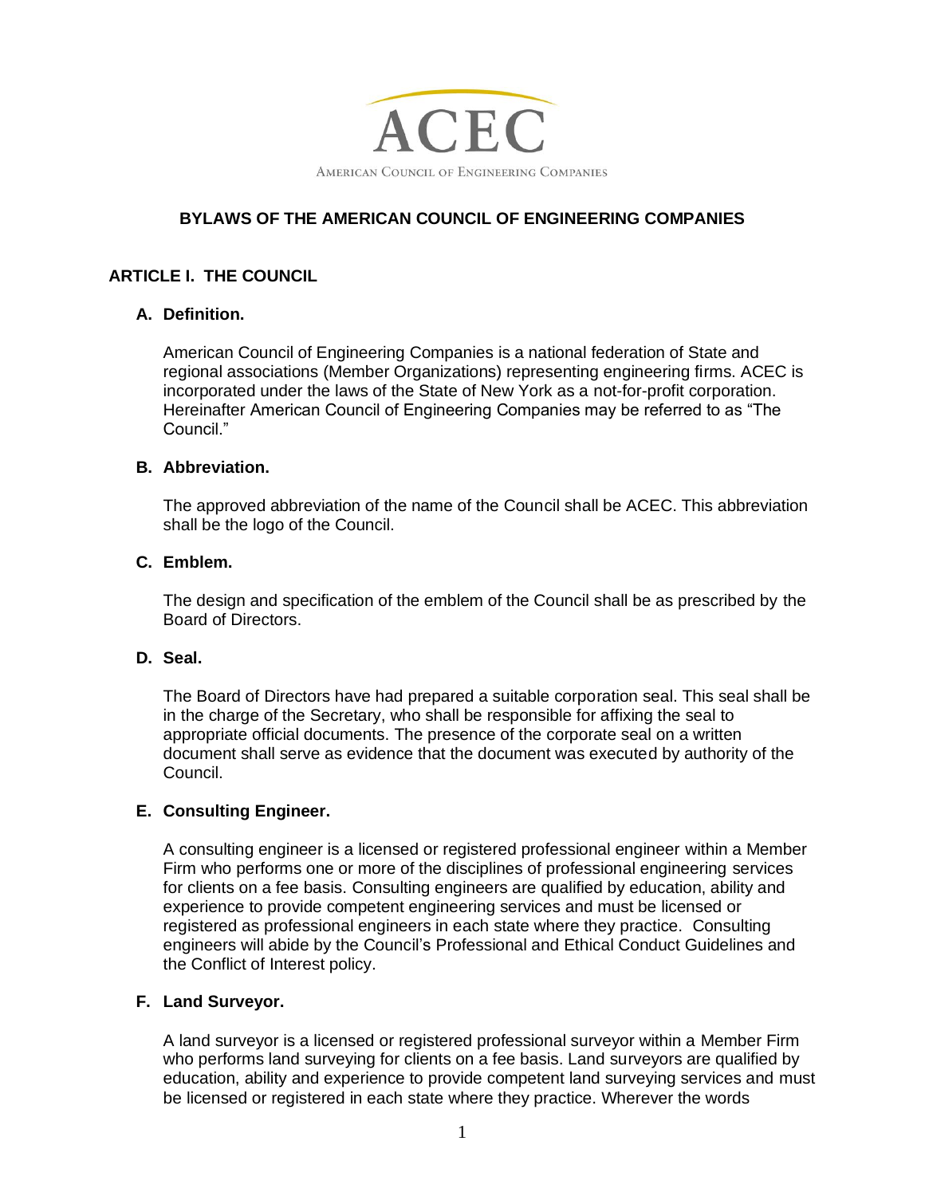ACEC

AMERICAN COUNCIL OF ENGINEERING COMPANIES

# BYLAWS OF THE AMERICAN COUNCIL OF ENGINEERING COMPANIES

## ARTICLE I. THE COUNCIL

### A. Definition.

American Council of Engineering Companies is a national federation of State and regional associations (Member Organizations) representing engineering firms. ACEC is incorporated under the laws of the State of New York as a not-for-profit corporation. Hereinafter American Council of Engineering Companies may be referred to as "The Council."

### B. Abbreviation.

The approved abbreviation of the name of the Council shall be ACEC. This abbreviation shall be the logo of the Council.

### C. Emblem.

The design and specification of the emblem of the Council shall be as prescribed by the Board of Directors.

### D. Seal.

The Board of Directors have had prepared a suitable corporation seal. This seal shall be in the charge of the Secretary, who shall be responsible for affixing the seal to appropriate official documents. The presence of the corporate seal on a written document shall serve as evidence that the document was executed by authority of the Council.

### E. Consulting Engineer.

A consulting engineer is a licensed or registered professional engineer within a Member Firm who performs one or more of the disciplines of professional engineering services for clients on a fee basis. Consulting engineers are qualified by education, ability and experience to provide competent engineering services and must be licensed or registered as professional engineers in each state where they practice. Consulting engineers will abide by the Council's Professional and Ethical Conduct Guidelines and the Conflict of Interest policy.

### F. Land Surveyor.

A land surveyor is a licensed or registered professional surveyor within a Member Firm who performs land surveying for clients on a fee basis. Land surveyors are qualified by education, ability and experience to provide competent land surveying services and must be licensed or registered in each state where they practice. Wherever the words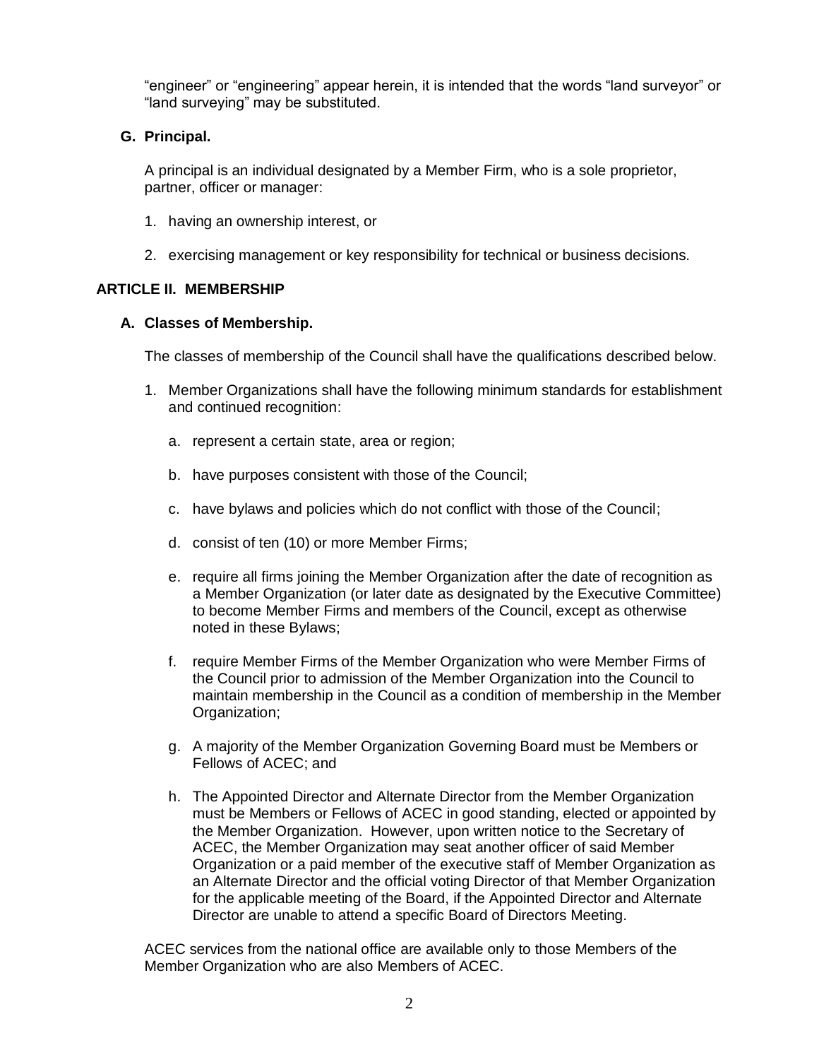"engineer" or "engineering" appear herein, it is intended that the words "land surveyor" or "land surveying" may be substituted.

### G. Principal.

A principal is an individual designated by a Member Firm, who is a sole proprietor, partner, officer or manager:

1. having an ownership interest, or
2. exercising management or key responsibility for technical or business decisions.

## ARTICLE II. MEMBERSHIP

### A. Classes of Membership.

The classes of membership of the Council shall have the qualifications described below.

1. Member Organizations shall have the following minimum standards for establishment and continued recognition:

   a. represent a certain state, area or region;

   b. have purposes consistent with those of the Council;

   c. have bylaws and policies which do not conflict with those of the Council;

   d. consist of ten (10) or more Member Firms;

   e. require all firms joining the Member Organization after the date of recognition as a Member Organization (or later date as designated by the Executive Committee) to become Member Firms and members of the Council, except as otherwise noted in these Bylaws;

   f. require Member Firms of the Member Organization who were Member Firms of the Council prior to admission of the Member Organization into the Council to maintain membership in the Council as a condition of membership in the Member Organization;

   g. A majority of the Member Organization Governing Board must be Members or Fellows of ACEC; and

   h. The Appointed Director and Alternate Director from the Member Organization must be Members or Fellows of ACEC in good standing, elected or appointed by the Member Organization. However, upon written notice to the Secretary of ACEC, the Member Organization may seat another officer of said Member Organization or a paid member of the executive staff of Member Organization as an Alternate Director and the official voting Director of that Member Organization for the applicable meeting of the Board, if the Appointed Director and Alternate Director are unable to attend a specific Board of Directors Meeting.

ACEC services from the national office are available only to those Members of the Member Organization who are also Members of ACEC.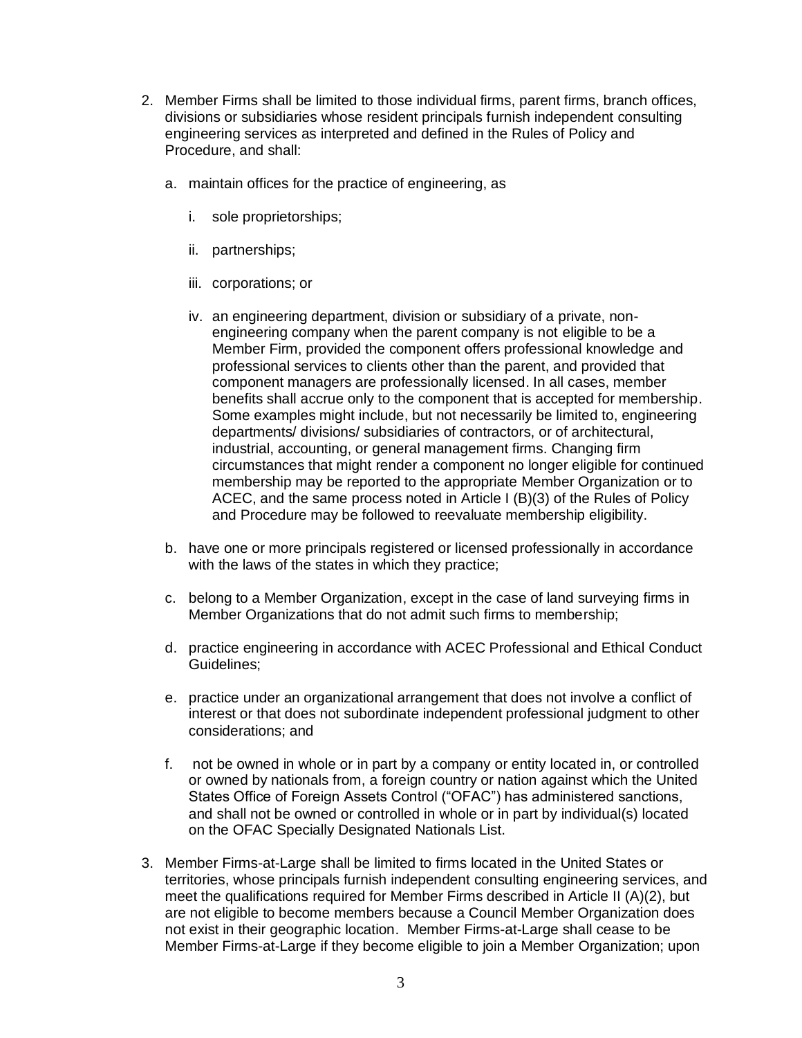2. Member Firms shall be limited to those individual firms, parent firms, branch offices, divisions or subsidiaries whose resident principals furnish independent consulting engineering services as interpreted and defined in the Rules of Policy and Procedure, and shall:

   a. maintain offices for the practice of engineering, as

      i. sole proprietorships;

      ii. partnerships;

      iii. corporations; or

      iv. an engineering department, division or subsidiary of a private, non-engineering company when the parent company is not eligible to be a Member Firm, provided the component offers professional knowledge and professional services to clients other than the parent, and provided that component managers are professionally licensed. In all cases, member benefits shall accrue only to the component that is accepted for membership. Some examples might include, but not necessarily be limited to, engineering departments/ divisions/ subsidiaries of contractors, or of architectural, industrial, accounting, or general management firms. Changing firm circumstances that might render a component no longer eligible for continued membership may be reported to the appropriate Member Organization or to ACEC, and the same process noted in Article I (B)(3) of the Rules of Policy and Procedure may be followed to reevaluate membership eligibility.

   b. have one or more principals registered or licensed professionally in accordance with the laws of the states in which they practice;

   c. belong to a Member Organization, except in the case of land surveying firms in Member Organizations that do not admit such firms to membership;

   d. practice engineering in accordance with ACEC Professional and Ethical Conduct Guidelines;

   e. practice under an organizational arrangement that does not involve a conflict of interest or that does not subordinate independent professional judgment to other considerations; and

   f. not be owned in whole or in part by a company or entity located in, or controlled or owned by nationals from, a foreign country or nation against which the United States Office of Foreign Assets Control ("OFAC") has administered sanctions, and shall not be owned or controlled in whole or in part by individual(s) located on the OFAC Specially Designated Nationals List.

3. Member Firms-at-Large shall be limited to firms located in the United States or territories, whose principals furnish independent consulting engineering services, and meet the qualifications required for Member Firms described in Article II (A)(2), but are not eligible to become members because a Council Member Organization does not exist in their geographic location. Member Firms-at-Large shall cease to be Member Firms-at-Large if they become eligible to join a Member Organization; upon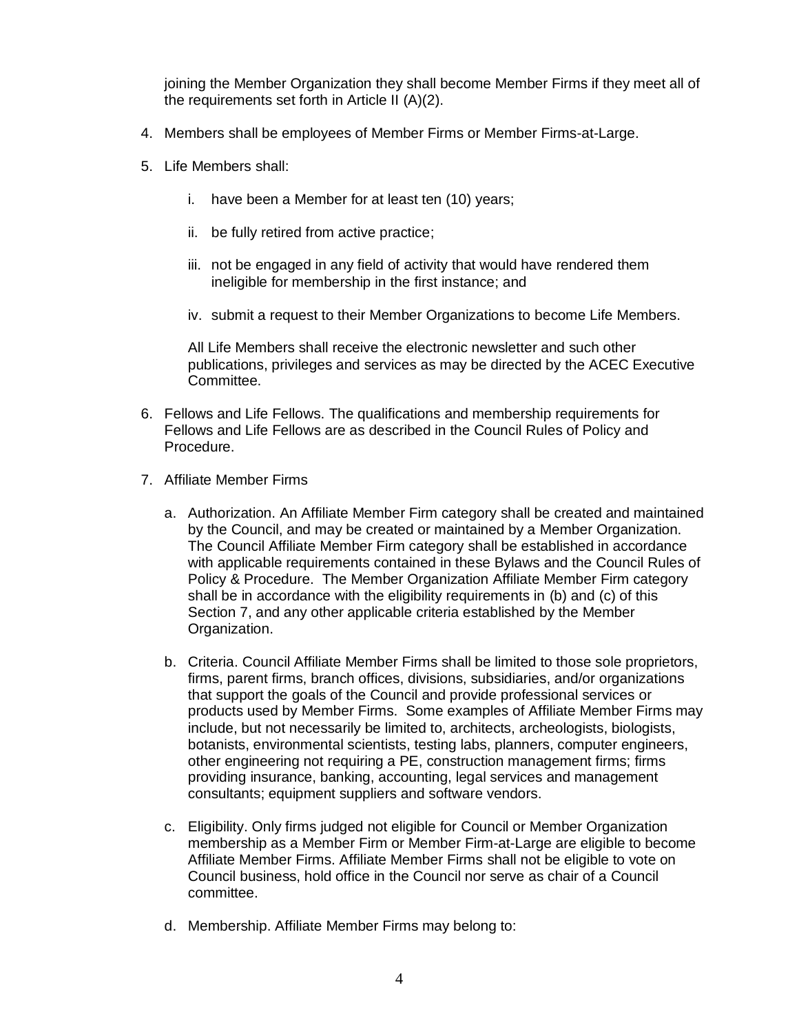joining the Member Organization they shall become Member Firms if they meet all of the requirements set forth in Article II (A)(2).

4. Members shall be employees of Member Firms or Member Firms-at-Large.

5. Life Members shall:

   i. have been a Member for at least ten (10) years;

   ii. be fully retired from active practice;

   iii. not be engaged in any field of activity that would have rendered them ineligible for membership in the first instance; and

   iv. submit a request to their Member Organizations to become Life Members.

   All Life Members shall receive the electronic newsletter and such other publications, privileges and services as may be directed by the ACEC Executive Committee.

6. Fellows and Life Fellows. The qualifications and membership requirements for Fellows and Life Fellows are as described in the Council Rules of Policy and Procedure.

7. Affiliate Member Firms

   a. Authorization. An Affiliate Member Firm category shall be created and maintained by the Council, and may be created or maintained by a Member Organization. The Council Affiliate Member Firm category shall be established in accordance with applicable requirements contained in these Bylaws and the Council Rules of Policy & Procedure. The Member Organization Affiliate Member Firm category shall be in accordance with the eligibility requirements in (b) and (c) of this Section 7, and any other applicable criteria established by the Member Organization.

   b. Criteria. Council Affiliate Member Firms shall be limited to those sole proprietors, firms, parent firms, branch offices, divisions, subsidiaries, and/or organizations that support the goals of the Council and provide professional services or products used by Member Firms. Some examples of Affiliate Member Firms may include, but not necessarily be limited to, architects, archeologists, biologists, botanists, environmental scientists, testing labs, planners, computer engineers, other engineering not requiring a PE, construction management firms; firms providing insurance, banking, accounting, legal services and management consultants; equipment suppliers and software vendors.

   c. Eligibility. Only firms judged not eligible for Council or Member Organization membership as a Member Firm or Member Firm-at-Large are eligible to become Affiliate Member Firms. Affiliate Member Firms shall not be eligible to vote on Council business, hold office in the Council nor serve as chair of a Council committee.

   d. Membership. Affiliate Member Firms may belong to: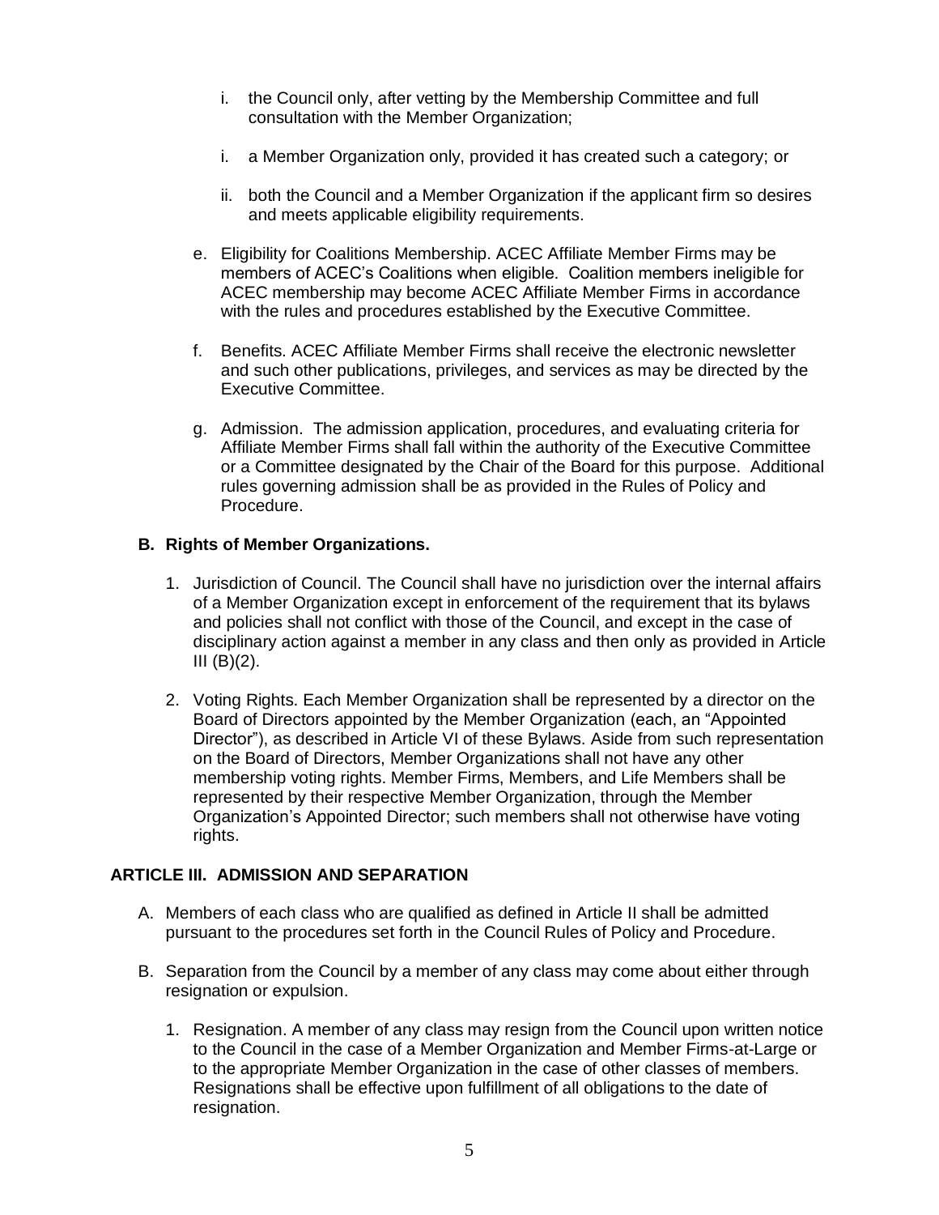i. the Council only, after vetting by the Membership Committee and full consultation with the Member Organization;

   i. a Member Organization only, provided it has created such a category; or

   ii. both the Council and a Member Organization if the applicant firm so desires and meets applicable eligibility requirements.

e. Eligibility for Coalitions Membership. ACEC Affiliate Member Firms may be members of ACEC's Coalitions when eligible. Coalition members ineligible for ACEC membership may become ACEC Affiliate Member Firms in accordance with the rules and procedures established by the Executive Committee.

f. Benefits. ACEC Affiliate Member Firms shall receive the electronic newsletter and such other publications, privileges, and services as may be directed by the Executive Committee.

g. Admission. The admission application, procedures, and evaluating criteria for Affiliate Member Firms shall fall within the authority of the Executive Committee or a Committee designated by the Chair of the Board for this purpose. Additional rules governing admission shall be as provided in the Rules of Policy and Procedure.

### B. Rights of Member Organizations.

1. Jurisdiction of Council. The Council shall have no jurisdiction over the internal affairs of a Member Organization except in enforcement of the requirement that its bylaws and policies shall not conflict with those of the Council, and except in the case of disciplinary action against a member in any class and then only as provided in Article III (B)(2).

2. Voting Rights. Each Member Organization shall be represented by a director on the Board of Directors appointed by the Member Organization (each, an "Appointed Director"), as described in Article VI of these Bylaws. Aside from such representation on the Board of Directors, Member Organizations shall not have any other membership voting rights. Member Firms, Members, and Life Members shall be represented by their respective Member Organization, through the Member Organization's Appointed Director; such members shall not otherwise have voting rights.

## ARTICLE III. ADMISSION AND SEPARATION

A. Members of each class who are qualified as defined in Article II shall be admitted pursuant to the procedures set forth in the Council Rules of Policy and Procedure.

B. Separation from the Council by a member of any class may come about either through resignation or expulsion.

   1. Resignation. A member of any class may resign from the Council upon written notice to the Council in the case of a Member Organization and Member Firms-at-Large or to the appropriate Member Organization in the case of other classes of members. Resignations shall be effective upon fulfillment of all obligations to the date of resignation.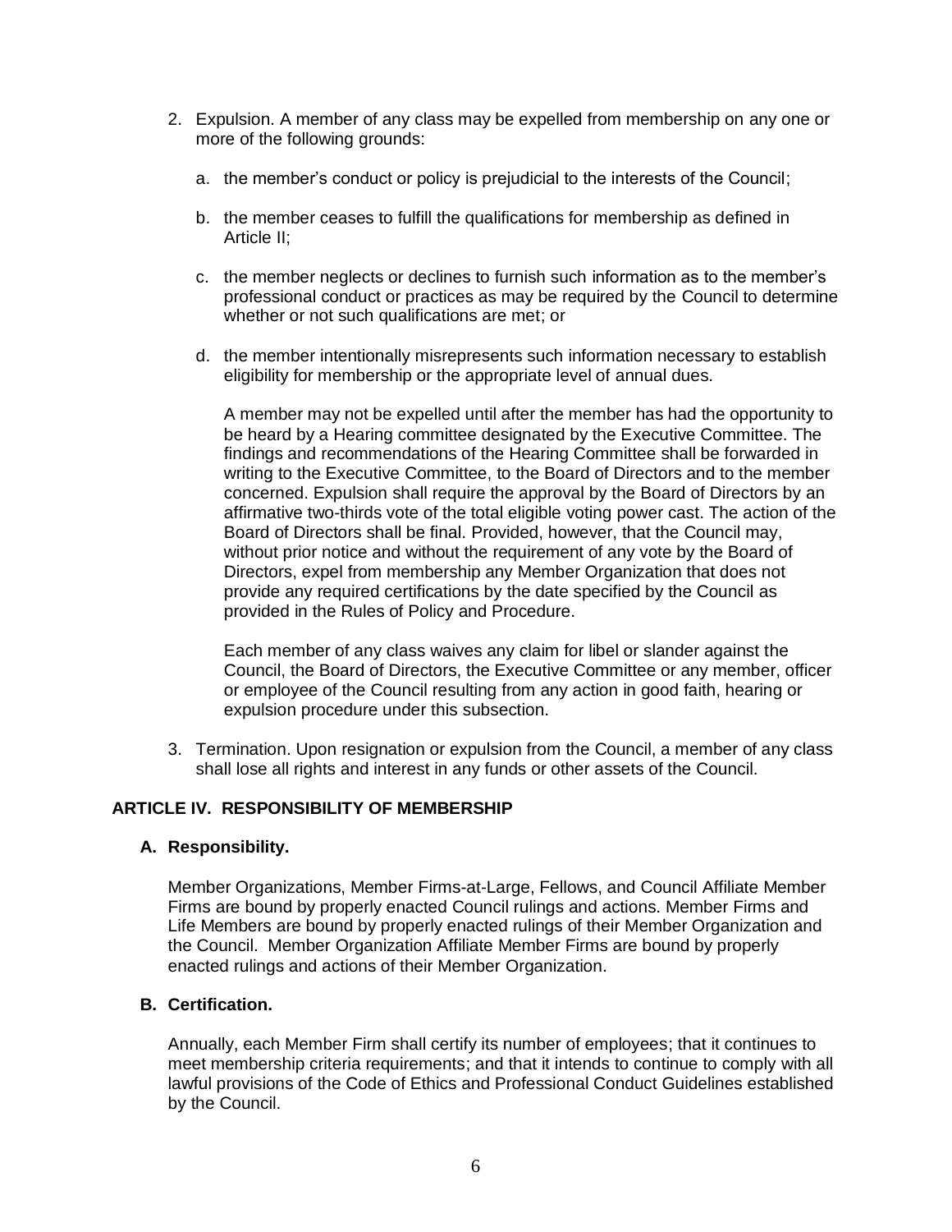2. Expulsion. A member of any class may be expelled from membership on any one or more of the following grounds:

   a. the member's conduct or policy is prejudicial to the interests of the Council;

   b. the member ceases to fulfill the qualifications for membership as defined in Article II;

   c. the member neglects or declines to furnish such information as to the member's professional conduct or practices as may be required by the Council to determine whether or not such qualifications are met; or

   d. the member intentionally misrepresents such information necessary to establish eligibility for membership or the appropriate level of annual dues.

   A member may not be expelled until after the member has had the opportunity to be heard by a Hearing committee designated by the Executive Committee. The findings and recommendations of the Hearing Committee shall be forwarded in writing to the Executive Committee, to the Board of Directors and to the member concerned. Expulsion shall require the approval by the Board of Directors by an affirmative two-thirds vote of the total eligible voting power cast. The action of the Board of Directors shall be final. Provided, however, that the Council may, without prior notice and without the requirement of any vote by the Board of Directors, expel from membership any Member Organization that does not provide any required certifications by the date specified by the Council as provided in the Rules of Policy and Procedure.

   Each member of any class waives any claim for libel or slander against the Council, the Board of Directors, the Executive Committee or any member, officer or employee of the Council resulting from any action in good faith, hearing or expulsion procedure under this subsection.

3. Termination. Upon resignation or expulsion from the Council, a member of any class shall lose all rights and interest in any funds or other assets of the Council.

## ARTICLE IV. RESPONSIBILITY OF MEMBERSHIP

### A. Responsibility.

Member Organizations, Member Firms-at-Large, Fellows, and Council Affiliate Member Firms are bound by properly enacted Council rulings and actions. Member Firms and Life Members are bound by properly enacted rulings of their Member Organization and the Council. Member Organization Affiliate Member Firms are bound by properly enacted rulings and actions of their Member Organization.

### B. Certification.

Annually, each Member Firm shall certify its number of employees; that it continues to meet membership criteria requirements; and that it intends to continue to comply with all lawful provisions of the Code of Ethics and Professional Conduct Guidelines established by the Council.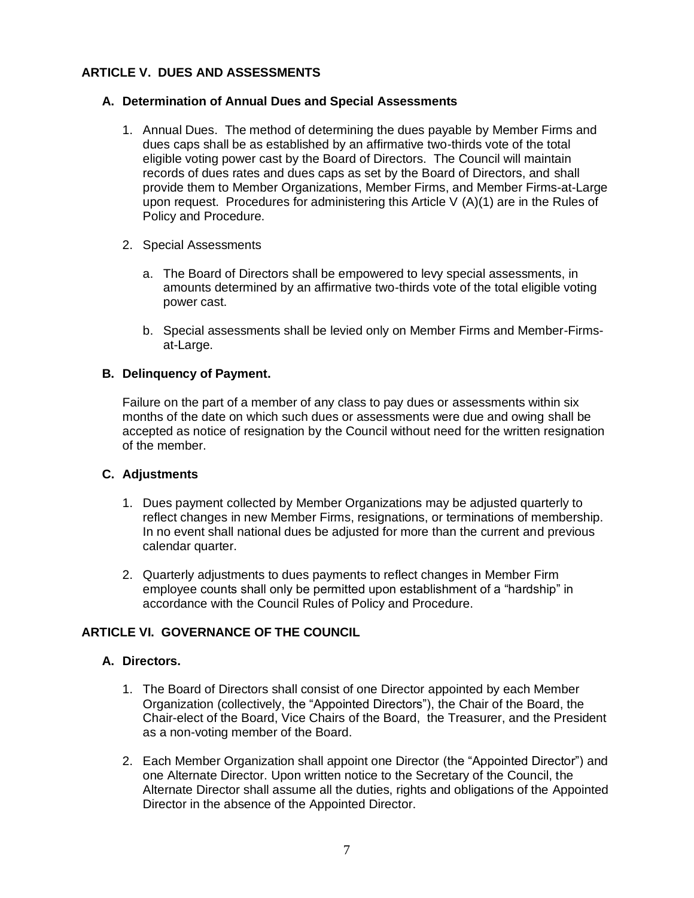## ARTICLE V. DUES AND ASSESSMENTS

### A. Determination of Annual Dues and Special Assessments

1. Annual Dues. The method of determining the dues payable by Member Firms and dues caps shall be as established by an affirmative two-thirds vote of the total eligible voting power cast by the Board of Directors. The Council will maintain records of dues rates and dues caps as set by the Board of Directors, and shall provide them to Member Organizations, Member Firms, and Member Firms-at-Large upon request. Procedures for administering this Article V (A)(1) are in the Rules of Policy and Procedure.

2. Special Assessments

   a. The Board of Directors shall be empowered to levy special assessments, in amounts determined by an affirmative two-thirds vote of the total eligible voting power cast.

   b. Special assessments shall be levied only on Member Firms and Member-Firms-at-Large.

### B. Delinquency of Payment.

Failure on the part of a member of any class to pay dues or assessments within six months of the date on which such dues or assessments were due and owing shall be accepted as notice of resignation by the Council without need for the written resignation of the member.

### C. Adjustments

1. Dues payment collected by Member Organizations may be adjusted quarterly to reflect changes in new Member Firms, resignations, or terminations of membership. In no event shall national dues be adjusted for more than the current and previous calendar quarter.

2. Quarterly adjustments to dues payments to reflect changes in Member Firm employee counts shall only be permitted upon establishment of a "hardship" in accordance with the Council Rules of Policy and Procedure.

## ARTICLE VI. GOVERNANCE OF THE COUNCIL

### A. Directors.

1. The Board of Directors shall consist of one Director appointed by each Member Organization (collectively, the "Appointed Directors"), the Chair of the Board, the Chair-elect of the Board, Vice Chairs of the Board, the Treasurer, and the President as a non-voting member of the Board.

2. Each Member Organization shall appoint one Director (the "Appointed Director") and one Alternate Director. Upon written notice to the Secretary of the Council, the Alternate Director shall assume all the duties, rights and obligations of the Appointed Director in the absence of the Appointed Director.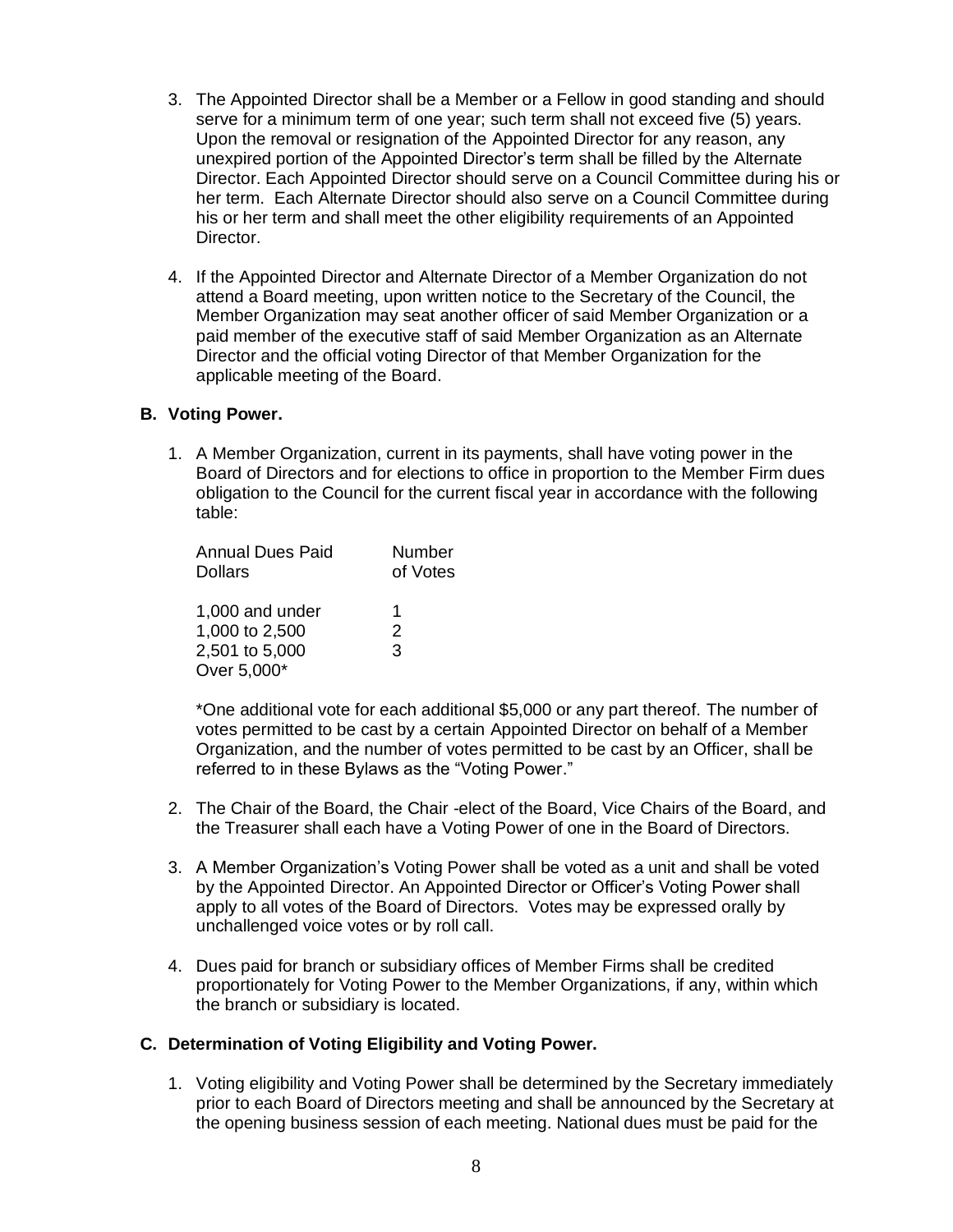3. The Appointed Director shall be a Member or a Fellow in good standing and should serve for a minimum term of one year; such term shall not exceed five (5) years. Upon the removal or resignation of the Appointed Director for any reason, any unexpired portion of the Appointed Director's term shall be filled by the Alternate Director. Each Appointed Director should serve on a Council Committee during his or her term. Each Alternate Director should also serve on a Council Committee during his or her term and shall meet the other eligibility requirements of an Appointed Director.

4. If the Appointed Director and Alternate Director of a Member Organization do not attend a Board meeting, upon written notice to the Secretary of the Council, the Member Organization may seat another officer of said Member Organization or a paid member of the executive staff of said Member Organization as an Alternate Director and the official voting Director of that Member Organization for the applicable meeting of the Board.

### B. Voting Power.

1. A Member Organization, current in its payments, shall have voting power in the Board of Directors and for elections to office in proportion to the Member Firm dues obligation to the Council for the current fiscal year in accordance with the following table:

| Annual Dues Paid Dollars | Number of Votes |
|---|---|
| 1,000 and under | 1 |
| 1,000 to 2,500 | 2 |
| 2,501 to 5,000 | 3 |
| Over 5,000* | |

*One additional vote for each additional $5,000 or any part thereof. The number of votes permitted to be cast by a certain Appointed Director on behalf of a Member Organization, and the number of votes permitted to be cast by an Officer, shall be referred to in these Bylaws as the "Voting Power."

2. The Chair of the Board, the Chair -elect of the Board, Vice Chairs of the Board, and the Treasurer shall each have a Voting Power of one in the Board of Directors.

3. A Member Organization's Voting Power shall be voted as a unit and shall be voted by the Appointed Director. An Appointed Director or Officer's Voting Power shall apply to all votes of the Board of Directors. Votes may be expressed orally by unchallenged voice votes or by roll call.

4. Dues paid for branch or subsidiary offices of Member Firms shall be credited proportionately for Voting Power to the Member Organizations, if any, within which the branch or subsidiary is located.

### C. Determination of Voting Eligibility and Voting Power.

1. Voting eligibility and Voting Power shall be determined by the Secretary immediately prior to each Board of Directors meeting and shall be announced by the Secretary at the opening business session of each meeting. National dues must be paid for the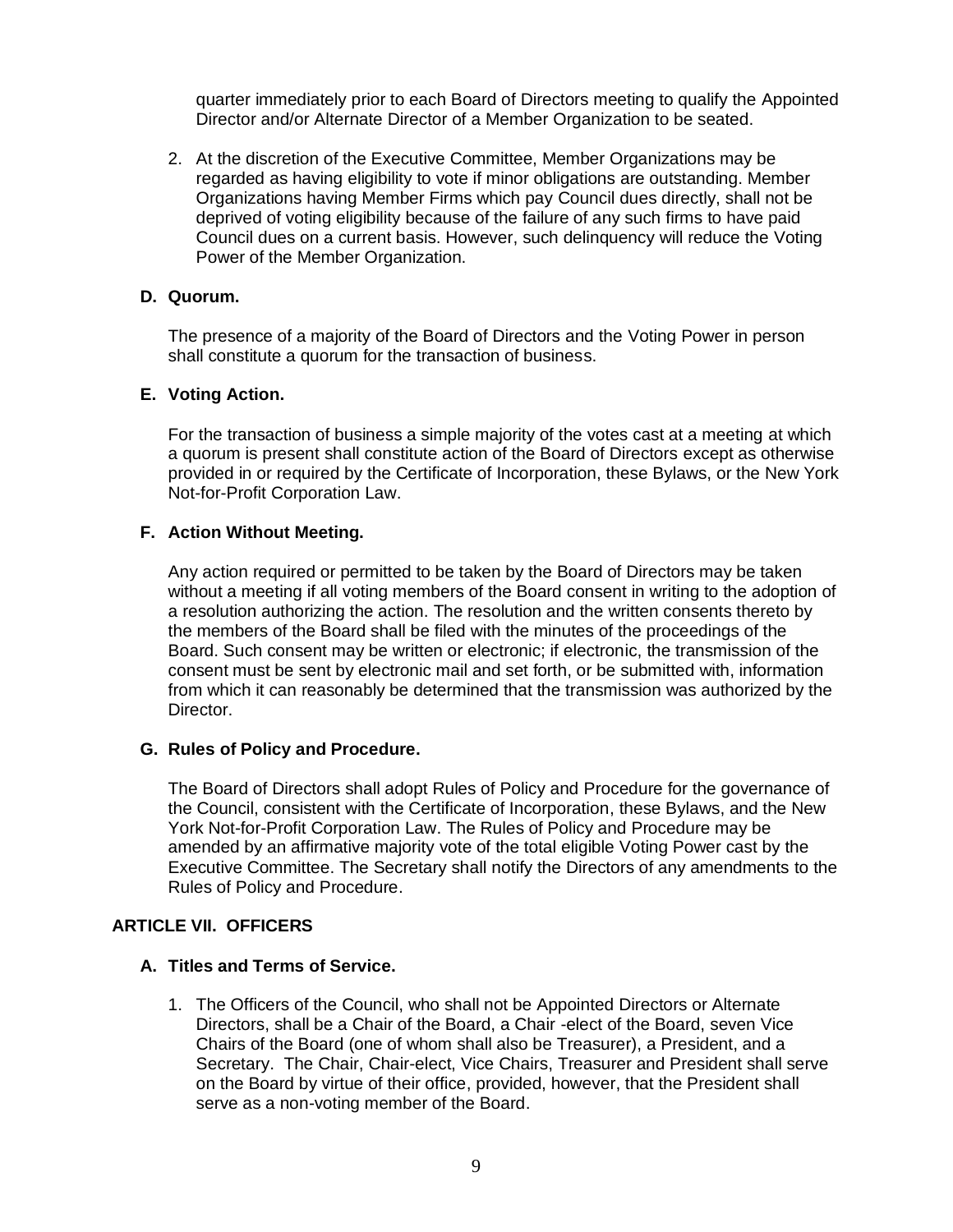quarter immediately prior to each Board of Directors meeting to qualify the Appointed Director and/or Alternate Director of a Member Organization to be seated.

2. At the discretion of the Executive Committee, Member Organizations may be regarded as having eligibility to vote if minor obligations are outstanding. Member Organizations having Member Firms which pay Council dues directly, shall not be deprived of voting eligibility because of the failure of any such firms to have paid Council dues on a current basis. However, such delinquency will reduce the Voting Power of the Member Organization.

### D. Quorum.

The presence of a majority of the Board of Directors and the Voting Power in person shall constitute a quorum for the transaction of business.

### E. Voting Action.

For the transaction of business a simple majority of the votes cast at a meeting at which a quorum is present shall constitute action of the Board of Directors except as otherwise provided in or required by the Certificate of Incorporation, these Bylaws, or the New York Not-for-Profit Corporation Law.

### F. Action Without Meeting.

Any action required or permitted to be taken by the Board of Directors may be taken without a meeting if all voting members of the Board consent in writing to the adoption of a resolution authorizing the action. The resolution and the written consents thereto by the members of the Board shall be filed with the minutes of the proceedings of the Board. Such consent may be written or electronic; if electronic, the transmission of the consent must be sent by electronic mail and set forth, or be submitted with, information from which it can reasonably be determined that the transmission was authorized by the Director.

### G. Rules of Policy and Procedure.

The Board of Directors shall adopt Rules of Policy and Procedure for the governance of the Council, consistent with the Certificate of Incorporation, these Bylaws, and the New York Not-for-Profit Corporation Law. The Rules of Policy and Procedure may be amended by an affirmative majority vote of the total eligible Voting Power cast by the Executive Committee. The Secretary shall notify the Directors of any amendments to the Rules of Policy and Procedure.

## ARTICLE VII. OFFICERS

### A. Titles and Terms of Service.

1. The Officers of the Council, who shall not be Appointed Directors or Alternate Directors, shall be a Chair of the Board, a Chair -elect of the Board, seven Vice Chairs of the Board (one of whom shall also be Treasurer), a President, and a Secretary. The Chair, Chair-elect, Vice Chairs, Treasurer and President shall serve on the Board by virtue of their office, provided, however, that the President shall serve as a non-voting member of the Board.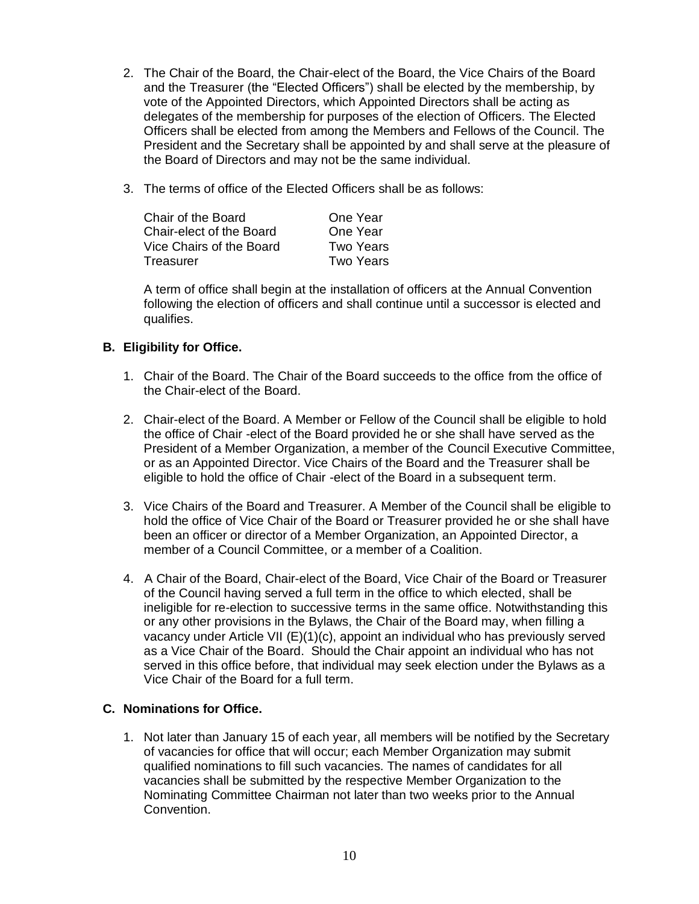2. The Chair of the Board, the Chair-elect of the Board, the Vice Chairs of the Board and the Treasurer (the "Elected Officers") shall be elected by the membership, by vote of the Appointed Directors, which Appointed Directors shall be acting as delegates of the membership for purposes of the election of Officers. The Elected Officers shall be elected from among the Members and Fellows of the Council. The President and the Secretary shall be appointed by and shall serve at the pleasure of the Board of Directors and may not be the same individual.

3. The terms of office of the Elected Officers shall be as follows:

| | |
|---|---|
| Chair of the Board | One Year |
| Chair-elect of the Board | One Year |
| Vice Chairs of the Board | Two Years |
| Treasurer | Two Years |

   A term of office shall begin at the installation of officers at the Annual Convention following the election of officers and shall continue until a successor is elected and qualifies.

**B. Eligibility for Office.**

1. Chair of the Board. The Chair of the Board succeeds to the office from the office of the Chair-elect of the Board.

2. Chair-elect of the Board. A Member or Fellow of the Council shall be eligible to hold the office of Chair -elect of the Board provided he or she shall have served as the President of a Member Organization, a member of the Council Executive Committee, or as an Appointed Director. Vice Chairs of the Board and the Treasurer shall be eligible to hold the office of Chair -elect of the Board in a subsequent term.

3. Vice Chairs of the Board and Treasurer. A Member of the Council shall be eligible to hold the office of Vice Chair of the Board or Treasurer provided he or she shall have been an officer or director of a Member Organization, an Appointed Director, a member of a Council Committee, or a member of a Coalition.

4. A Chair of the Board, Chair-elect of the Board, Vice Chair of the Board or Treasurer of the Council having served a full term in the office to which elected, shall be ineligible for re-election to successive terms in the same office. Notwithstanding this or any other provisions in the Bylaws, the Chair of the Board may, when filling a vacancy under Article VII (E)(1)(c), appoint an individual who has previously served as a Vice Chair of the Board. Should the Chair appoint an individual who has not served in this office before, that individual may seek election under the Bylaws as a Vice Chair of the Board for a full term.

**C. Nominations for Office.**

1. Not later than January 15 of each year, all members will be notified by the Secretary of vacancies for office that will occur; each Member Organization may submit qualified nominations to fill such vacancies. The names of candidates for all vacancies shall be submitted by the respective Member Organization to the Nominating Committee Chairman not later than two weeks prior to the Annual Convention.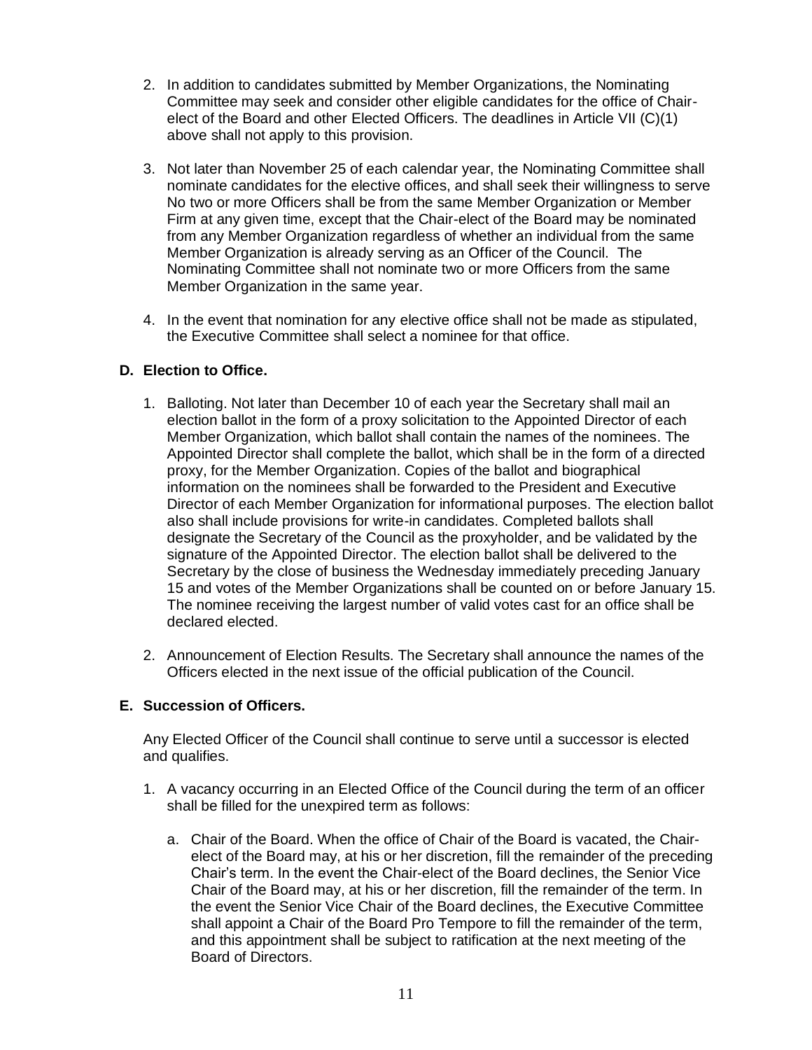2. In addition to candidates submitted by Member Organizations, the Nominating Committee may seek and consider other eligible candidates for the office of Chair-elect of the Board and other Elected Officers. The deadlines in Article VII (C)(1) above shall not apply to this provision.

3. Not later than November 25 of each calendar year, the Nominating Committee shall nominate candidates for the elective offices, and shall seek their willingness to serve No two or more Officers shall be from the same Member Organization or Member Firm at any given time, except that the Chair-elect of the Board may be nominated from any Member Organization regardless of whether an individual from the same Member Organization is already serving as an Officer of the Council. The Nominating Committee shall not nominate two or more Officers from the same Member Organization in the same year.

4. In the event that nomination for any elective office shall not be made as stipulated, the Executive Committee shall select a nominee for that office.

### D. Election to Office.

1. Balloting. Not later than December 10 of each year the Secretary shall mail an election ballot in the form of a proxy solicitation to the Appointed Director of each Member Organization, which ballot shall contain the names of the nominees. The Appointed Director shall complete the ballot, which shall be in the form of a directed proxy, for the Member Organization. Copies of the ballot and biographical information on the nominees shall be forwarded to the President and Executive Director of each Member Organization for informational purposes. The election ballot also shall include provisions for write-in candidates. Completed ballots shall designate the Secretary of the Council as the proxyholder, and be validated by the signature of the Appointed Director. The election ballot shall be delivered to the Secretary by the close of business the Wednesday immediately preceding January 15 and votes of the Member Organizations shall be counted on or before January 15. The nominee receiving the largest number of valid votes cast for an office shall be declared elected.

2. Announcement of Election Results. The Secretary shall announce the names of the Officers elected in the next issue of the official publication of the Council.

### E. Succession of Officers.

Any Elected Officer of the Council shall continue to serve until a successor is elected and qualifies.

1. A vacancy occurring in an Elected Office of the Council during the term of an officer shall be filled for the unexpired term as follows:

   a. Chair of the Board. When the office of Chair of the Board is vacated, the Chair-elect of the Board may, at his or her discretion, fill the remainder of the preceding Chair's term. In the event the Chair-elect of the Board declines, the Senior Vice Chair of the Board may, at his or her discretion, fill the remainder of the term. In the event the Senior Vice Chair of the Board declines, the Executive Committee shall appoint a Chair of the Board Pro Tempore to fill the remainder of the term, and this appointment shall be subject to ratification at the next meeting of the Board of Directors.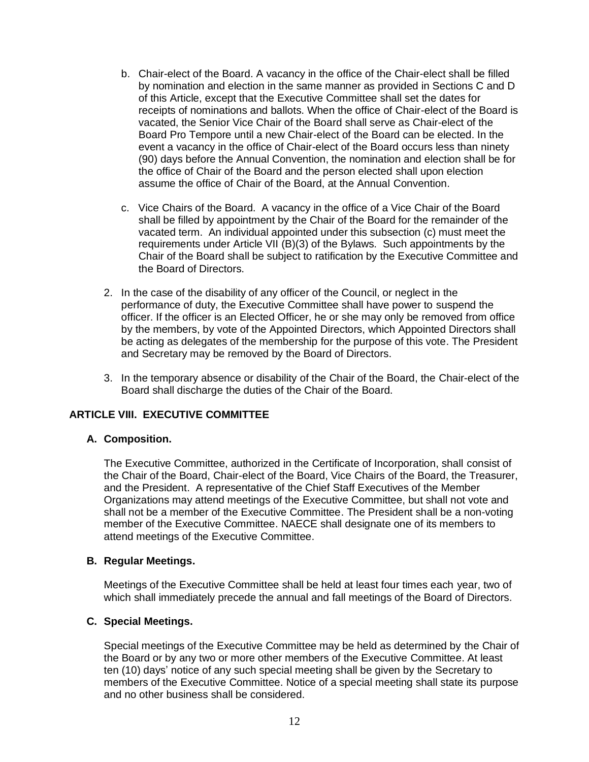b. Chair-elect of the Board. A vacancy in the office of the Chair-elect shall be filled by nomination and election in the same manner as provided in Sections C and D of this Article, except that the Executive Committee shall set the dates for receipts of nominations and ballots. When the office of Chair-elect of the Board is vacated, the Senior Vice Chair of the Board shall serve as Chair-elect of the Board Pro Tempore until a new Chair-elect of the Board can be elected. In the event a vacancy in the office of Chair-elect of the Board occurs less than ninety (90) days before the Annual Convention, the nomination and election shall be for the office of Chair of the Board and the person elected shall upon election assume the office of Chair of the Board, at the Annual Convention.

c. Vice Chairs of the Board. A vacancy in the office of a Vice Chair of the Board shall be filled by appointment by the Chair of the Board for the remainder of the vacated term. An individual appointed under this subsection (c) must meet the requirements under Article VII (B)(3) of the Bylaws. Such appointments by the Chair of the Board shall be subject to ratification by the Executive Committee and the Board of Directors.

2. In the case of the disability of any officer of the Council, or neglect in the performance of duty, the Executive Committee shall have power to suspend the officer. If the officer is an Elected Officer, he or she may only be removed from office by the members, by vote of the Appointed Directors, which Appointed Directors shall be acting as delegates of the membership for the purpose of this vote. The President and Secretary may be removed by the Board of Directors.

3. In the temporary absence or disability of the Chair of the Board, the Chair-elect of the Board shall discharge the duties of the Chair of the Board.

## ARTICLE VIII. EXECUTIVE COMMITTEE

### A. Composition.

The Executive Committee, authorized in the Certificate of Incorporation, shall consist of the Chair of the Board, Chair-elect of the Board, Vice Chairs of the Board, the Treasurer, and the President. A representative of the Chief Staff Executives of the Member Organizations may attend meetings of the Executive Committee, but shall not vote and shall not be a member of the Executive Committee. The President shall be a non-voting member of the Executive Committee. NAECE shall designate one of its members to attend meetings of the Executive Committee.

### B. Regular Meetings.

Meetings of the Executive Committee shall be held at least four times each year, two of which shall immediately precede the annual and fall meetings of the Board of Directors.

### C. Special Meetings.

Special meetings of the Executive Committee may be held as determined by the Chair of the Board or by any two or more other members of the Executive Committee. At least ten (10) days' notice of any such special meeting shall be given by the Secretary to members of the Executive Committee. Notice of a special meeting shall state its purpose and no other business shall be considered.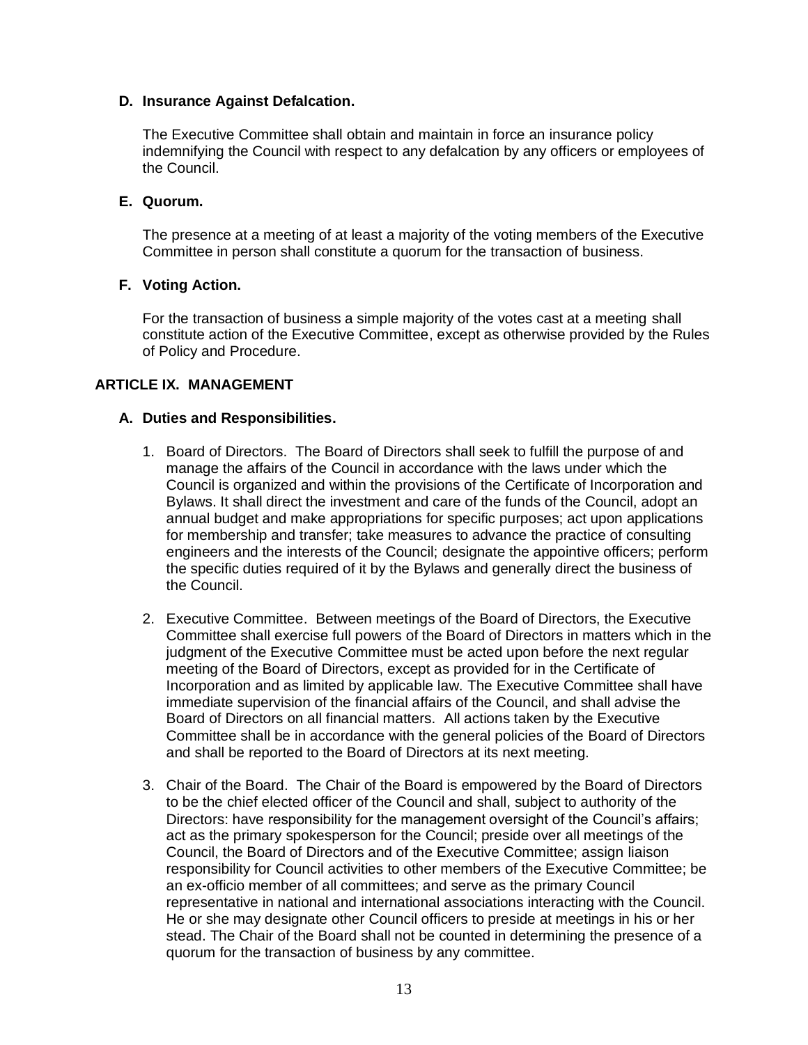### D. Insurance Against Defalcation.

The Executive Committee shall obtain and maintain in force an insurance policy indemnifying the Council with respect to any defalcation by any officers or employees of the Council.

### E. Quorum.

The presence at a meeting of at least a majority of the voting members of the Executive Committee in person shall constitute a quorum for the transaction of business.

### F. Voting Action.

For the transaction of business a simple majority of the votes cast at a meeting shall constitute action of the Executive Committee, except as otherwise provided by the Rules of Policy and Procedure.

## ARTICLE IX. MANAGEMENT

### A. Duties and Responsibilities.

1. Board of Directors. The Board of Directors shall seek to fulfill the purpose of and manage the affairs of the Council in accordance with the laws under which the Council is organized and within the provisions of the Certificate of Incorporation and Bylaws. It shall direct the investment and care of the funds of the Council, adopt an annual budget and make appropriations for specific purposes; act upon applications for membership and transfer; take measures to advance the practice of consulting engineers and the interests of the Council; designate the appointive officers; perform the specific duties required of it by the Bylaws and generally direct the business of the Council.

2. Executive Committee. Between meetings of the Board of Directors, the Executive Committee shall exercise full powers of the Board of Directors in matters which in the judgment of the Executive Committee must be acted upon before the next regular meeting of the Board of Directors, except as provided for in the Certificate of Incorporation and as limited by applicable law. The Executive Committee shall have immediate supervision of the financial affairs of the Council, and shall advise the Board of Directors on all financial matters. All actions taken by the Executive Committee shall be in accordance with the general policies of the Board of Directors and shall be reported to the Board of Directors at its next meeting.

3. Chair of the Board. The Chair of the Board is empowered by the Board of Directors to be the chief elected officer of the Council and shall, subject to authority of the Directors: have responsibility for the management oversight of the Council's affairs; act as the primary spokesperson for the Council; preside over all meetings of the Council, the Board of Directors and of the Executive Committee; assign liaison responsibility for Council activities to other members of the Executive Committee; be an ex-officio member of all committees; and serve as the primary Council representative in national and international associations interacting with the Council. He or she may designate other Council officers to preside at meetings in his or her stead. The Chair of the Board shall not be counted in determining the presence of a quorum for the transaction of business by any committee.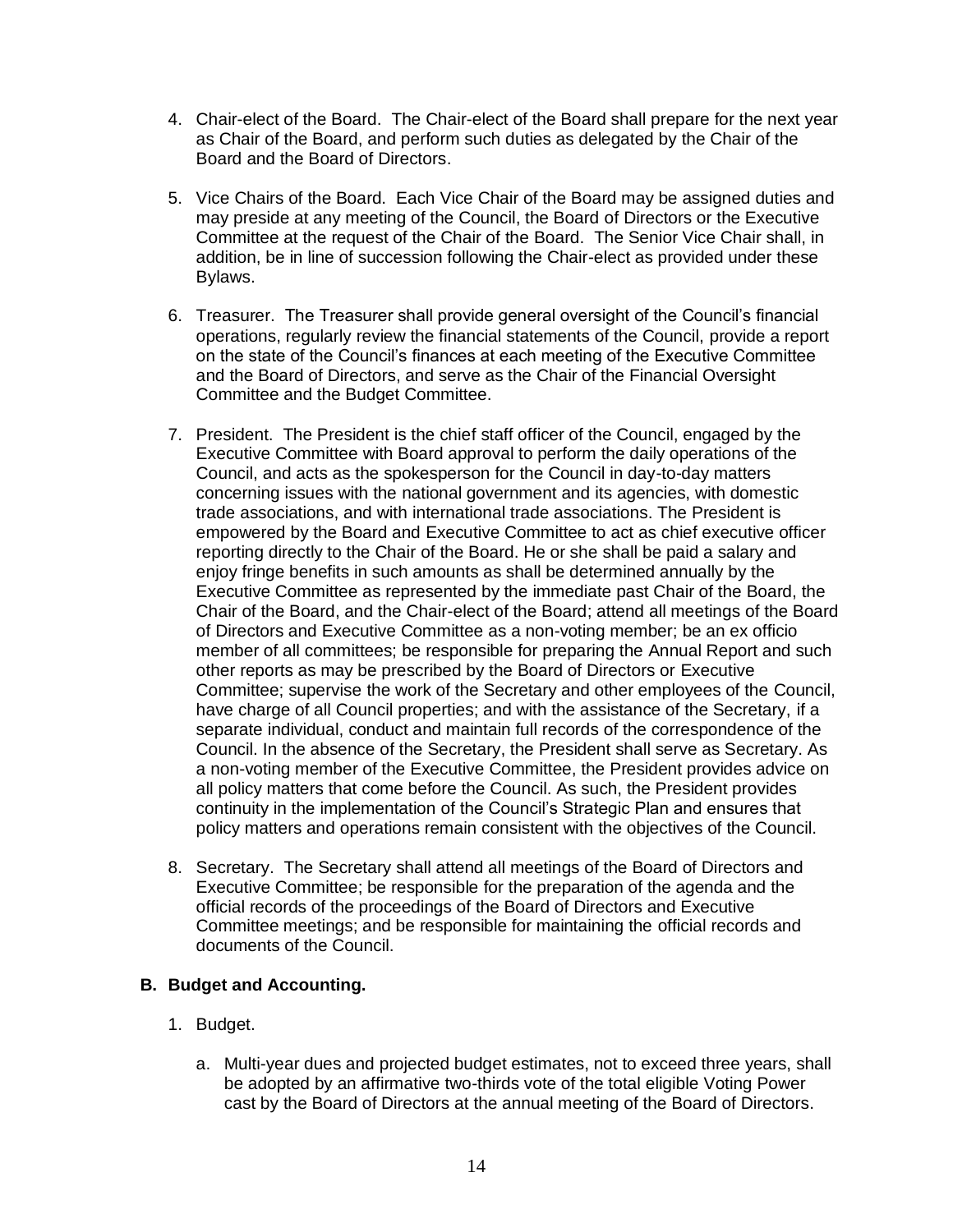4. Chair-elect of the Board. The Chair-elect of the Board shall prepare for the next year as Chair of the Board, and perform such duties as delegated by the Chair of the Board and the Board of Directors.

5. Vice Chairs of the Board. Each Vice Chair of the Board may be assigned duties and may preside at any meeting of the Council, the Board of Directors or the Executive Committee at the request of the Chair of the Board. The Senior Vice Chair shall, in addition, be in line of succession following the Chair-elect as provided under these Bylaws.

6. Treasurer. The Treasurer shall provide general oversight of the Council's financial operations, regularly review the financial statements of the Council, provide a report on the state of the Council's finances at each meeting of the Executive Committee and the Board of Directors, and serve as the Chair of the Financial Oversight Committee and the Budget Committee.

7. President. The President is the chief staff officer of the Council, engaged by the Executive Committee with Board approval to perform the daily operations of the Council, and acts as the spokesperson for the Council in day-to-day matters concerning issues with the national government and its agencies, with domestic trade associations, and with international trade associations. The President is empowered by the Board and Executive Committee to act as chief executive officer reporting directly to the Chair of the Board. He or she shall be paid a salary and enjoy fringe benefits in such amounts as shall be determined annually by the Executive Committee as represented by the immediate past Chair of the Board, the Chair of the Board, and the Chair-elect of the Board; attend all meetings of the Board of Directors and Executive Committee as a non-voting member; be an ex officio member of all committees; be responsible for preparing the Annual Report and such other reports as may be prescribed by the Board of Directors or Executive Committee; supervise the work of the Secretary and other employees of the Council, have charge of all Council properties; and with the assistance of the Secretary, if a separate individual, conduct and maintain full records of the correspondence of the Council. In the absence of the Secretary, the President shall serve as Secretary. As a non-voting member of the Executive Committee, the President provides advice on all policy matters that come before the Council. As such, the President provides continuity in the implementation of the Council's Strategic Plan and ensures that policy matters and operations remain consistent with the objectives of the Council.

8. Secretary. The Secretary shall attend all meetings of the Board of Directors and Executive Committee; be responsible for the preparation of the agenda and the official records of the proceedings of the Board of Directors and Executive Committee meetings; and be responsible for maintaining the official records and documents of the Council.

**B. Budget and Accounting.**

1. Budget.

   a. Multi-year dues and projected budget estimates, not to exceed three years, shall be adopted by an affirmative two-thirds vote of the total eligible Voting Power cast by the Board of Directors at the annual meeting of the Board of Directors.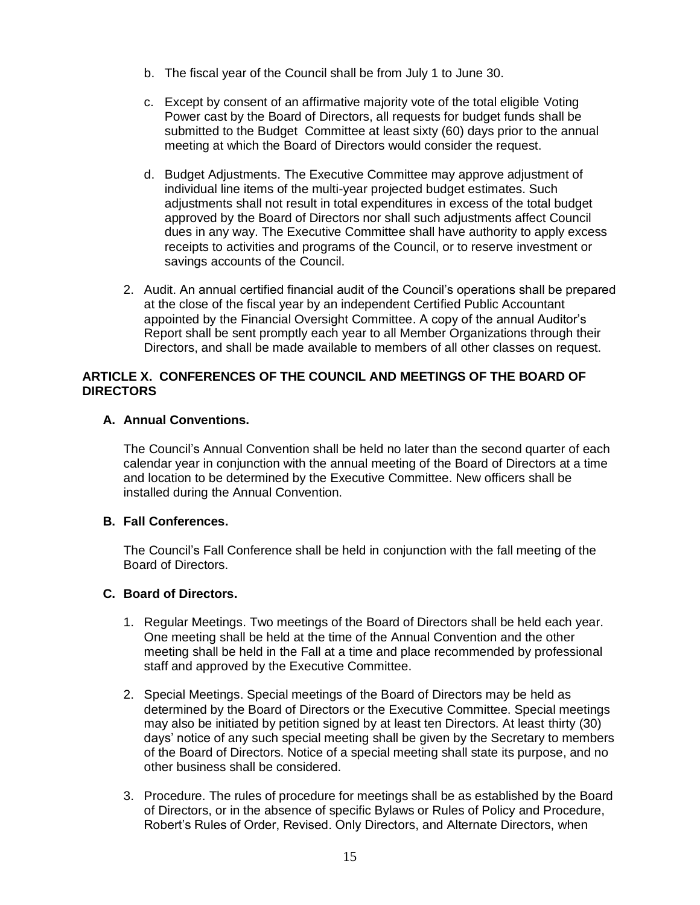b. The fiscal year of the Council shall be from July 1 to June 30.

c. Except by consent of an affirmative majority vote of the total eligible Voting Power cast by the Board of Directors, all requests for budget funds shall be submitted to the Budget Committee at least sixty (60) days prior to the annual meeting at which the Board of Directors would consider the request.

d. Budget Adjustments. The Executive Committee may approve adjustment of individual line items of the multi-year projected budget estimates. Such adjustments shall not result in total expenditures in excess of the total budget approved by the Board of Directors nor shall such adjustments affect Council dues in any way. The Executive Committee shall have authority to apply excess receipts to activities and programs of the Council, or to reserve investment or savings accounts of the Council.

2. Audit. An annual certified financial audit of the Council's operations shall be prepared at the close of the fiscal year by an independent Certified Public Accountant appointed by the Financial Oversight Committee. A copy of the annual Auditor's Report shall be sent promptly each year to all Member Organizations through their Directors, and shall be made available to members of all other classes on request.

## ARTICLE X. CONFERENCES OF THE COUNCIL AND MEETINGS OF THE BOARD OF DIRECTORS

### A. Annual Conventions.

The Council's Annual Convention shall be held no later than the second quarter of each calendar year in conjunction with the annual meeting of the Board of Directors at a time and location to be determined by the Executive Committee. New officers shall be installed during the Annual Convention.

### B. Fall Conferences.

The Council's Fall Conference shall be held in conjunction with the fall meeting of the Board of Directors.

### C. Board of Directors.

1. Regular Meetings. Two meetings of the Board of Directors shall be held each year. One meeting shall be held at the time of the Annual Convention and the other meeting shall be held in the Fall at a time and place recommended by professional staff and approved by the Executive Committee.

2. Special Meetings. Special meetings of the Board of Directors may be held as determined by the Board of Directors or the Executive Committee. Special meetings may also be initiated by petition signed by at least ten Directors. At least thirty (30) days' notice of any such special meeting shall be given by the Secretary to members of the Board of Directors. Notice of a special meeting shall state its purpose, and no other business shall be considered.

3. Procedure. The rules of procedure for meetings shall be as established by the Board of Directors, or in the absence of specific Bylaws or Rules of Policy and Procedure, Robert's Rules of Order, Revised. Only Directors, and Alternate Directors, when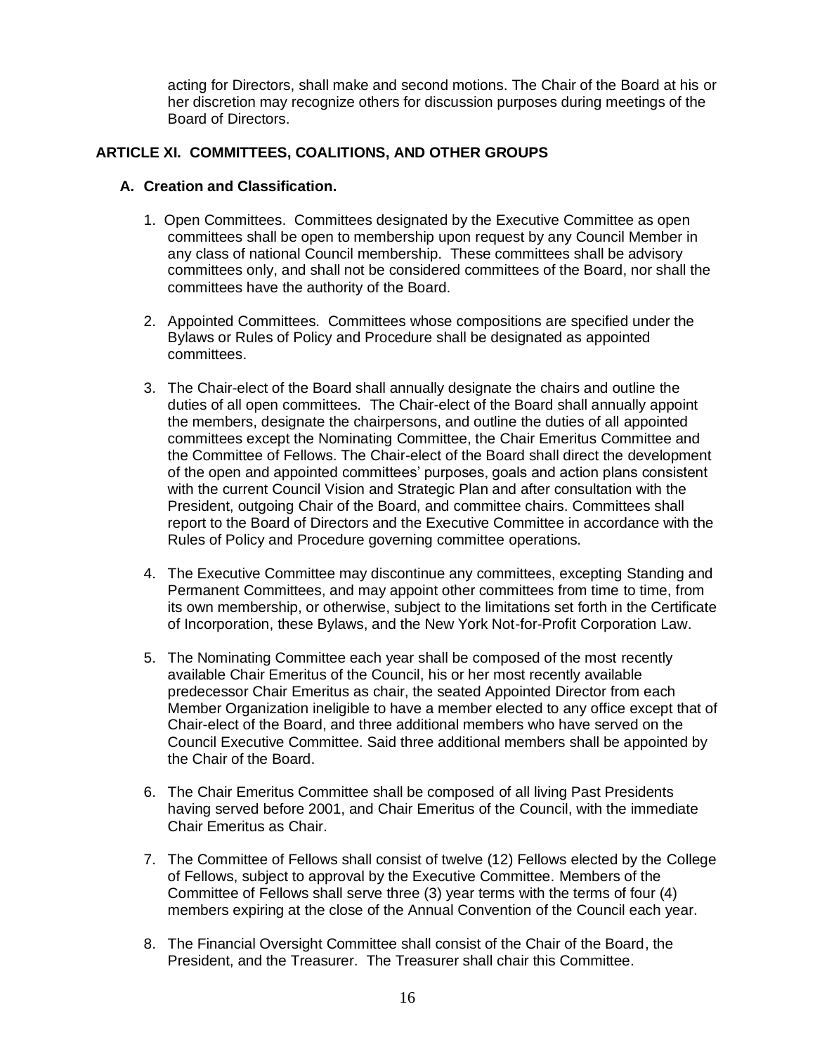acting for Directors, shall make and second motions. The Chair of the Board at his or her discretion may recognize others for discussion purposes during meetings of the Board of Directors.

## ARTICLE XI. COMMITTEES, COALITIONS, AND OTHER GROUPS

### A. Creation and Classification.

1. Open Committees. Committees designated by the Executive Committee as open committees shall be open to membership upon request by any Council Member in any class of national Council membership. These committees shall be advisory committees only, and shall not be considered committees of the Board, nor shall the committees have the authority of the Board.

2. Appointed Committees. Committees whose compositions are specified under the Bylaws or Rules of Policy and Procedure shall be designated as appointed committees.

3. The Chair-elect of the Board shall annually designate the chairs and outline the duties of all open committees. The Chair-elect of the Board shall annually appoint the members, designate the chairpersons, and outline the duties of all appointed committees except the Nominating Committee, the Chair Emeritus Committee and the Committee of Fellows. The Chair-elect of the Board shall direct the development of the open and appointed committees' purposes, goals and action plans consistent with the current Council Vision and Strategic Plan and after consultation with the President, outgoing Chair of the Board, and committee chairs. Committees shall report to the Board of Directors and the Executive Committee in accordance with the Rules of Policy and Procedure governing committee operations.

4. The Executive Committee may discontinue any committees, excepting Standing and Permanent Committees, and may appoint other committees from time to time, from its own membership, or otherwise, subject to the limitations set forth in the Certificate of Incorporation, these Bylaws, and the New York Not-for-Profit Corporation Law.

5. The Nominating Committee each year shall be composed of the most recently available Chair Emeritus of the Council, his or her most recently available predecessor Chair Emeritus as chair, the seated Appointed Director from each Member Organization ineligible to have a member elected to any office except that of Chair-elect of the Board, and three additional members who have served on the Council Executive Committee. Said three additional members shall be appointed by the Chair of the Board.

6. The Chair Emeritus Committee shall be composed of all living Past Presidents having served before 2001, and Chair Emeritus of the Council, with the immediate Chair Emeritus as Chair.

7. The Committee of Fellows shall consist of twelve (12) Fellows elected by the College of Fellows, subject to approval by the Executive Committee. Members of the Committee of Fellows shall serve three (3) year terms with the terms of four (4) members expiring at the close of the Annual Convention of the Council each year.

8. The Financial Oversight Committee shall consist of the Chair of the Board, the President, and the Treasurer. The Treasurer shall chair this Committee.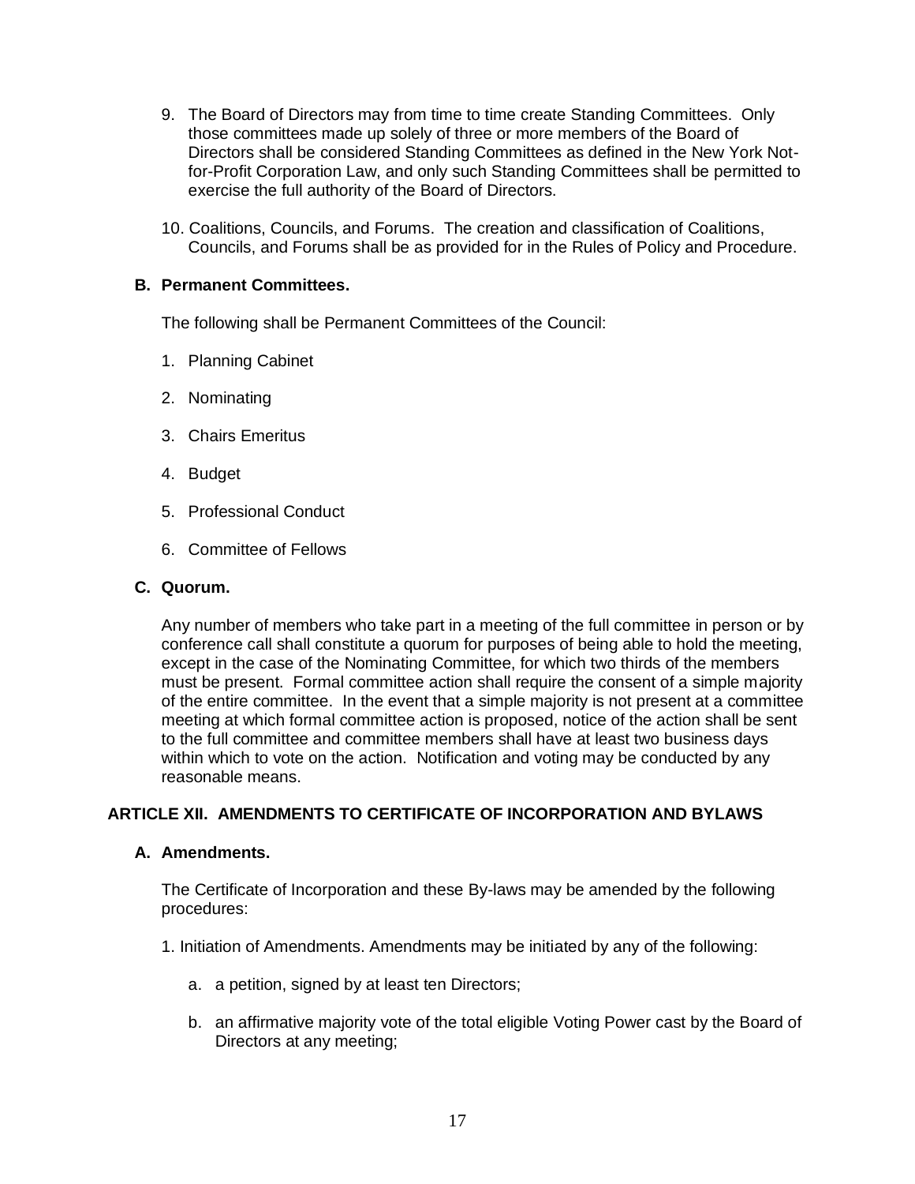9. The Board of Directors may from time to time create Standing Committees. Only those committees made up solely of three or more members of the Board of Directors shall be considered Standing Committees as defined in the New York Not-for-Profit Corporation Law, and only such Standing Committees shall be permitted to exercise the full authority of the Board of Directors.

10. Coalitions, Councils, and Forums. The creation and classification of Coalitions, Councils, and Forums shall be as provided for in the Rules of Policy and Procedure.

### B. Permanent Committees.

The following shall be Permanent Committees of the Council:

1. Planning Cabinet

2. Nominating

3. Chairs Emeritus

4. Budget

5. Professional Conduct

6. Committee of Fellows

### C. Quorum.

Any number of members who take part in a meeting of the full committee in person or by conference call shall constitute a quorum for purposes of being able to hold the meeting, except in the case of the Nominating Committee, for which two thirds of the members must be present. Formal committee action shall require the consent of a simple majority of the entire committee. In the event that a simple majority is not present at a committee meeting at which formal committee action is proposed, notice of the action shall be sent to the full committee and committee members shall have at least two business days within which to vote on the action. Notification and voting may be conducted by any reasonable means.

## ARTICLE XII. AMENDMENTS TO CERTIFICATE OF INCORPORATION AND BYLAWS

### A. Amendments.

The Certificate of Incorporation and these By-laws may be amended by the following procedures:

1. Initiation of Amendments. Amendments may be initiated by any of the following:

   a. a petition, signed by at least ten Directors;

   b. an affirmative majority vote of the total eligible Voting Power cast by the Board of Directors at any meeting;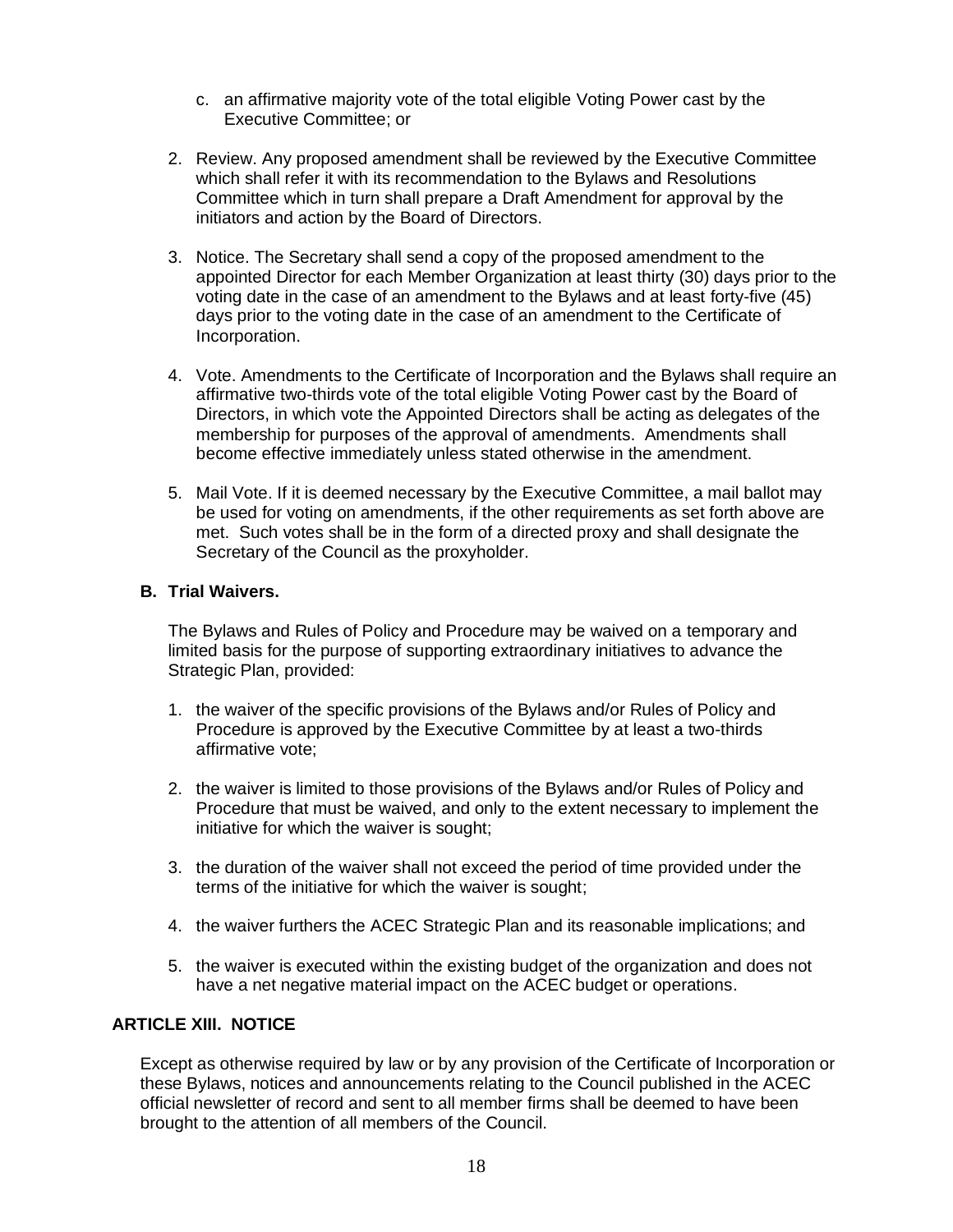c. an affirmative majority vote of the total eligible Voting Power cast by the Executive Committee; or

2. Review. Any proposed amendment shall be reviewed by the Executive Committee which shall refer it with its recommendation to the Bylaws and Resolutions Committee which in turn shall prepare a Draft Amendment for approval by the initiators and action by the Board of Directors.

3. Notice. The Secretary shall send a copy of the proposed amendment to the appointed Director for each Member Organization at least thirty (30) days prior to the voting date in the case of an amendment to the Bylaws and at least forty-five (45) days prior to the voting date in the case of an amendment to the Certificate of Incorporation.

4. Vote. Amendments to the Certificate of Incorporation and the Bylaws shall require an affirmative two-thirds vote of the total eligible Voting Power cast by the Board of Directors, in which vote the Appointed Directors shall be acting as delegates of the membership for purposes of the approval of amendments. Amendments shall become effective immediately unless stated otherwise in the amendment.

5. Mail Vote. If it is deemed necessary by the Executive Committee, a mail ballot may be used for voting on amendments, if the other requirements as set forth above are met. Such votes shall be in the form of a directed proxy and shall designate the Secretary of the Council as the proxyholder.

### B. Trial Waivers.

The Bylaws and Rules of Policy and Procedure may be waived on a temporary and limited basis for the purpose of supporting extraordinary initiatives to advance the Strategic Plan, provided:

1. the waiver of the specific provisions of the Bylaws and/or Rules of Policy and Procedure is approved by the Executive Committee by at least a two-thirds affirmative vote;

2. the waiver is limited to those provisions of the Bylaws and/or Rules of Policy and Procedure that must be waived, and only to the extent necessary to implement the initiative for which the waiver is sought;

3. the duration of the waiver shall not exceed the period of time provided under the terms of the initiative for which the waiver is sought;

4. the waiver furthers the ACEC Strategic Plan and its reasonable implications; and

5. the waiver is executed within the existing budget of the organization and does not have a net negative material impact on the ACEC budget or operations.

## ARTICLE XIII. NOTICE

Except as otherwise required by law or by any provision of the Certificate of Incorporation or these Bylaws, notices and announcements relating to the Council published in the ACEC official newsletter of record and sent to all member firms shall be deemed to have been brought to the attention of all members of the Council.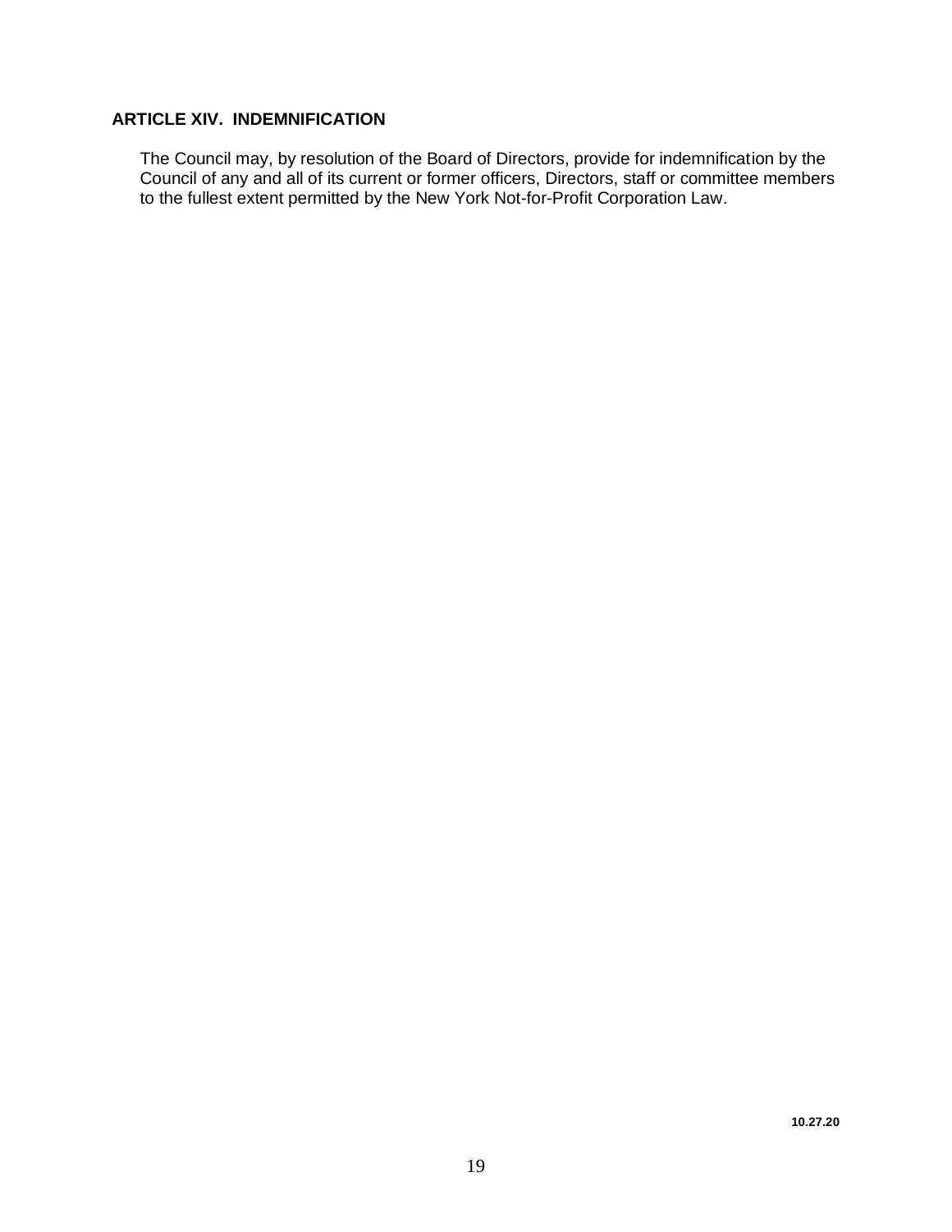## ARTICLE XIV. INDEMNIFICATION

The Council may, by resolution of the Board of Directors, provide for indemnification by the Council of any and all of its current or former officers, Directors, staff or committee members to the fullest extent permitted by the New York Not-for-Profit Corporation Law.

**10.27.20**